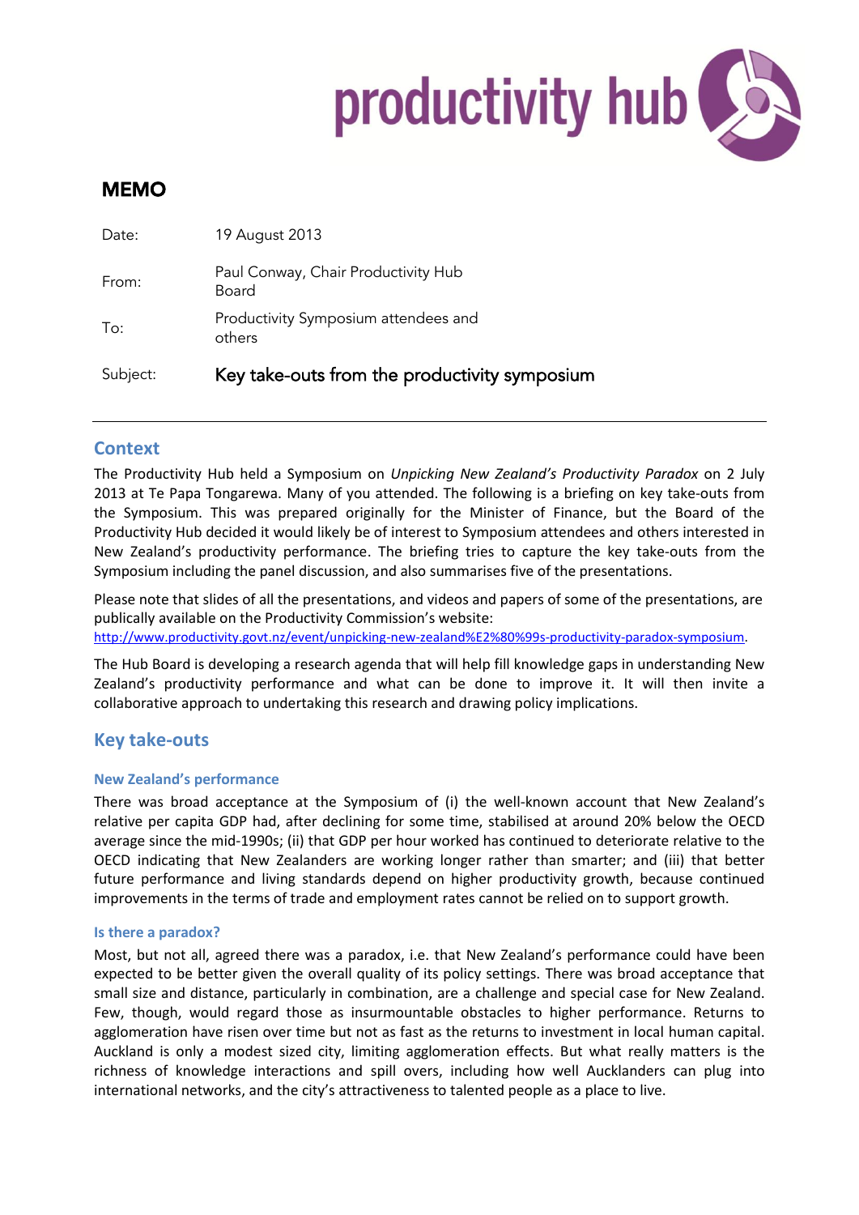# MEMO

| | |
|---|---|
| Date: | 19 August 2013 |
| From: | Paul Conway, Chair Productivity Hub Board |
| To: | Productivity Symposium attendees and others |
| Subject: | Key take-outs from the productivity symposium |

## Context

The Productivity Hub held a Symposium on *Unpicking New Zealand's Productivity Paradox* on 2 July 2013 at Te Papa Tongarewa. Many of you attended. The following is a briefing on key take-outs from the Symposium. This was prepared originally for the Minister of Finance, but the Board of the Productivity Hub decided it would likely be of interest to Symposium attendees and others interested in New Zealand's productivity performance. The briefing tries to capture the key take-outs from the Symposium including the panel discussion, and also summarises five of the presentations.

Please note that slides of all the presentations, and videos and papers of some of the presentations, are publically available on the Productivity Commission's website: http://www.productivity.govt.nz/event/unpicking-new-zealand%E2%80%99s-productivity-paradox-symposium.

The Hub Board is developing a research agenda that will help fill knowledge gaps in understanding New Zealand's productivity performance and what can be done to improve it. It will then invite a collaborative approach to undertaking this research and drawing policy implications.

## Key take-outs

### New Zealand's performance

There was broad acceptance at the Symposium of (i) the well-known account that New Zealand's relative per capita GDP had, after declining for some time, stabilised at around 20% below the OECD average since the mid-1990s; (ii) that GDP per hour worked has continued to deteriorate relative to the OECD indicating that New Zealanders are working longer rather than smarter; and (iii) that better future performance and living standards depend on higher productivity growth, because continued improvements in the terms of trade and employment rates cannot be relied on to support growth.

### Is there a paradox?

Most, but not all, agreed there was a paradox, i.e. that New Zealand's performance could have been expected to be better given the overall quality of its policy settings. There was broad acceptance that small size and distance, particularly in combination, are a challenge and special case for New Zealand. Few, though, would regard those as insurmountable obstacles to higher performance. Returns to agglomeration have risen over time but not as fast as the returns to investment in local human capital. Auckland is only a modest sized city, limiting agglomeration effects. But what really matters is the richness of knowledge interactions and spill overs, including how well Aucklanders can plug into international networks, and the city's attractiveness to talented people as a place to live.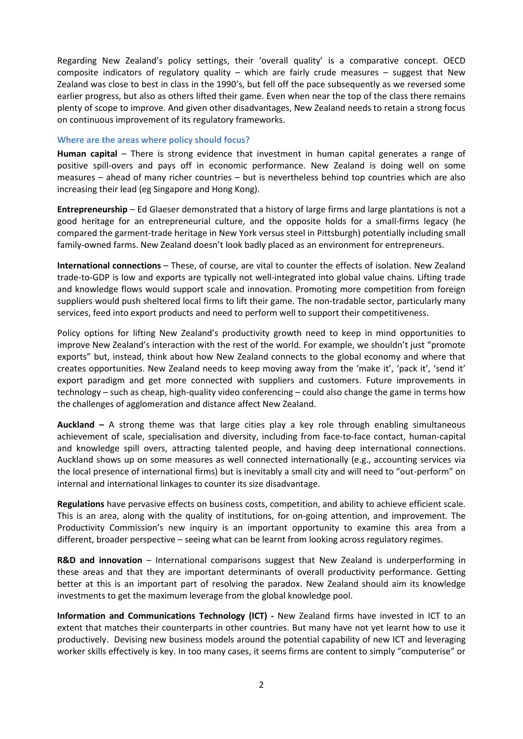Regarding New Zealand's policy settings, their 'overall quality' is a comparative concept. OECD composite indicators of regulatory quality – which are fairly crude measures – suggest that New Zealand was close to best in class in the 1990's, but fell off the pace subsequently as we reversed some earlier progress, but also as others lifted their game. Even when near the top of the class there remains plenty of scope to improve. And given other disadvantages, New Zealand needs to retain a strong focus on continuous improvement of its regulatory frameworks.

### Where are the areas where policy should focus?

**Human capital** – There is strong evidence that investment in human capital generates a range of positive spill-overs and pays off in economic performance. New Zealand is doing well on some measures – ahead of many richer countries – but is nevertheless behind top countries which are also increasing their lead (eg Singapore and Hong Kong).

**Entrepreneurship** – Ed Glaeser demonstrated that a history of large firms and large plantations is not a good heritage for an entrepreneurial culture, and the opposite holds for a small-firms legacy (he compared the garment-trade heritage in New York versus steel in Pittsburgh) potentially including small family-owned farms. New Zealand doesn't look badly placed as an environment for entrepreneurs.

**International connections** – These, of course, are vital to counter the effects of isolation. New Zealand trade-to-GDP is low and exports are typically not well-integrated into global value chains. Lifting trade and knowledge flows would support scale and innovation. Promoting more competition from foreign suppliers would push sheltered local firms to lift their game. The non-tradable sector, particularly many services, feed into export products and need to perform well to support their competitiveness.

Policy options for lifting New Zealand's productivity growth need to keep in mind opportunities to improve New Zealand's interaction with the rest of the world. For example, we shouldn't just "promote exports" but, instead, think about how New Zealand connects to the global economy and where that creates opportunities. New Zealand needs to keep moving away from the 'make it', 'pack it', 'send it' export paradigm and get more connected with suppliers and customers. Future improvements in technology – such as cheap, high-quality video conferencing – could also change the game in terms how the challenges of agglomeration and distance affect New Zealand.

**Auckland –** A strong theme was that large cities play a key role through enabling simultaneous achievement of scale, specialisation and diversity, including from face-to-face contact, human-capital and knowledge spill overs, attracting talented people, and having deep international connections. Auckland shows up on some measures as well connected internationally (e.g., accounting services via the local presence of international firms) but is inevitably a small city and will need to "out-perform" on internal and international linkages to counter its size disadvantage.

**Regulations** have pervasive effects on business costs, competition, and ability to achieve efficient scale. This is an area, along with the quality of institutions, for on-going attention, and improvement. The Productivity Commission's new inquiry is an important opportunity to examine this area from a different, broader perspective – seeing what can be learnt from looking across regulatory regimes.

**R&D and innovation** – International comparisons suggest that New Zealand is underperforming in these areas and that they are important determinants of overall productivity performance. Getting better at this is an important part of resolving the paradox. New Zealand should aim its knowledge investments to get the maximum leverage from the global knowledge pool.

**Information and Communications Technology (ICT) -** New Zealand firms have invested in ICT to an extent that matches their counterparts in other countries. But many have not yet learnt how to use it productively. Devising new business models around the potential capability of new ICT and leveraging worker skills effectively is key. In too many cases, it seems firms are content to simply "computerise" or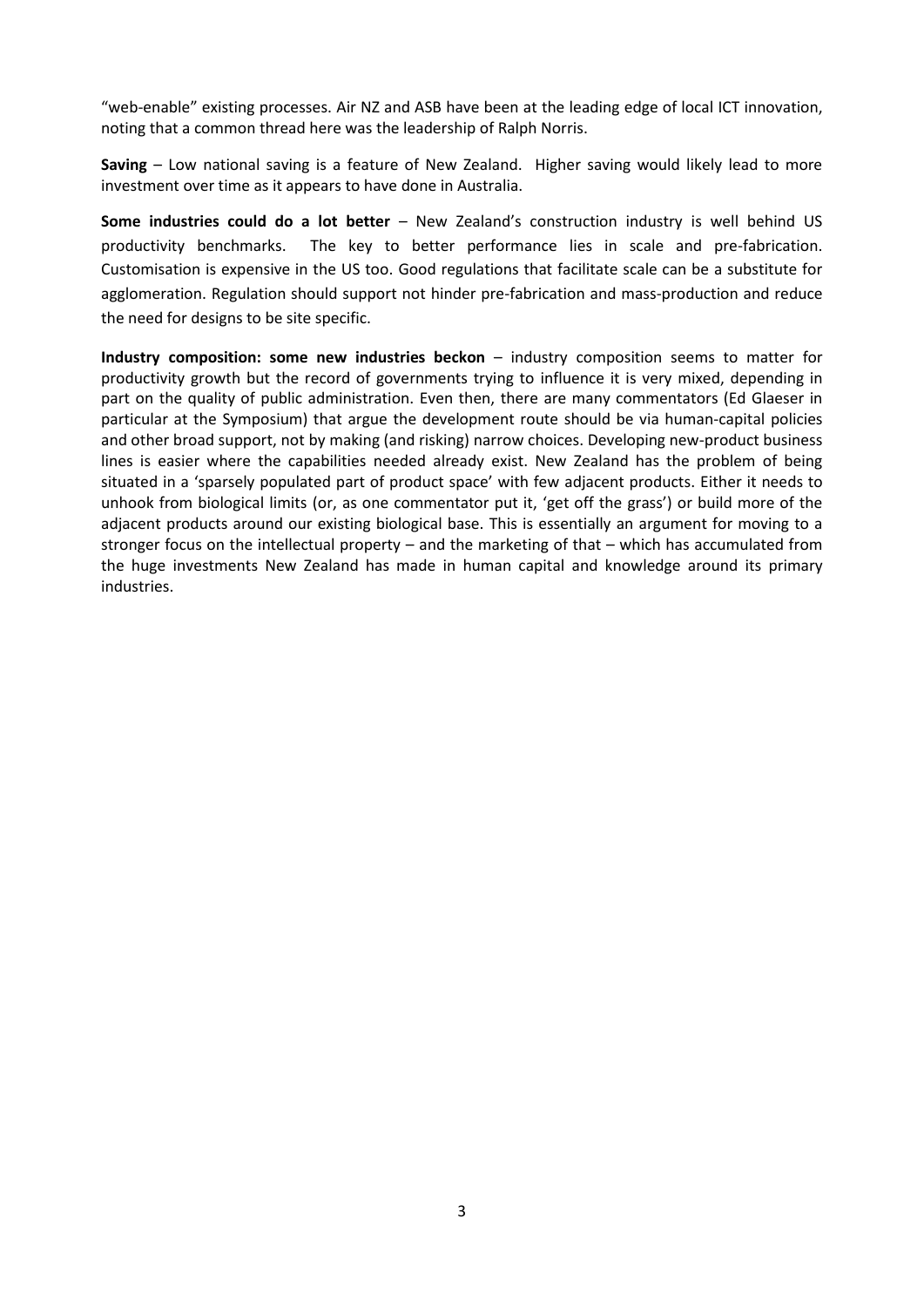"web-enable" existing processes. Air NZ and ASB have been at the leading edge of local ICT innovation, noting that a common thread here was the leadership of Ralph Norris.

**Saving** – Low national saving is a feature of New Zealand. Higher saving would likely lead to more investment over time as it appears to have done in Australia.

**Some industries could do a lot better** – New Zealand's construction industry is well behind US productivity benchmarks. The key to better performance lies in scale and pre-fabrication. Customisation is expensive in the US too. Good regulations that facilitate scale can be a substitute for agglomeration. Regulation should support not hinder pre-fabrication and mass-production and reduce the need for designs to be site specific.

**Industry composition: some new industries beckon** – industry composition seems to matter for productivity growth but the record of governments trying to influence it is very mixed, depending in part on the quality of public administration. Even then, there are many commentators (Ed Glaeser in particular at the Symposium) that argue the development route should be via human-capital policies and other broad support, not by making (and risking) narrow choices. Developing new-product business lines is easier where the capabilities needed already exist. New Zealand has the problem of being situated in a 'sparsely populated part of product space' with few adjacent products. Either it needs to unhook from biological limits (or, as one commentator put it, 'get off the grass') or build more of the adjacent products around our existing biological base. This is essentially an argument for moving to a stronger focus on the intellectual property – and the marketing of that – which has accumulated from the huge investments New Zealand has made in human capital and knowledge around its primary industries.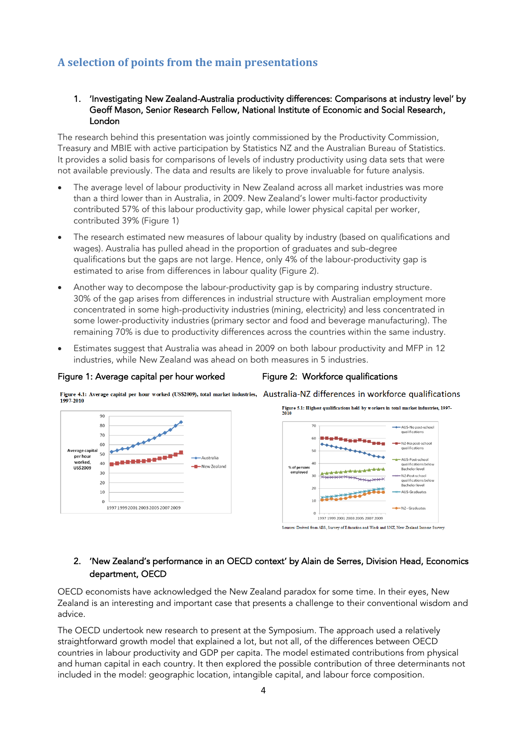## A selection of points from the main presentations

1. 'Investigating New Zealand-Australia productivity differences: Comparisons at industry level' by Geoff Mason, Senior Research Fellow, National Institute of Economic and Social Research, London

The research behind this presentation was jointly commissioned by the Productivity Commission, Treasury and MBIE with active participation by Statistics NZ and the Australian Bureau of Statistics. It provides a solid basis for comparisons of levels of industry productivity using data sets that were not available previously. The data and results are likely to prove invaluable for future analysis.

- The average level of labour productivity in New Zealand across all market industries was more than a third lower than in Australia, in 2009. New Zealand's lower multi-factor productivity contributed 57% of this labour productivity gap, while lower physical capital per worker, contributed 39% (Figure 1)
- The research estimated new measures of labour quality by industry (based on qualifications and wages). Australia has pulled ahead in the proportion of graduates and sub-degree qualifications but the gaps are not large. Hence, only 4% of the labour-productivity gap is estimated to arise from differences in labour quality (Figure 2).
- Another way to decompose the labour-productivity gap is by comparing industry structure. 30% of the gap arises from differences in industrial structure with Australian employment more concentrated in some high-productivity industries (mining, electricity) and less concentrated in some lower-productivity industries (primary sector and food and beverage manufacturing). The remaining 70% is due to productivity differences across the countries within the same industry.
- Estimates suggest that Australia was ahead in 2009 on both labour productivity and MFP in 12 industries, while New Zealand was ahead on both measures in 5 industries.

Figure 1: Average capital per hour worked

Figure 4.1: Average capital per hour worked (US$2009), total market industries, 1997-2010

Figure 2: Workforce qualifications

Australia-NZ differences in workforce qualifications

Figure 5.1: Highest qualifications held by workers in total market industries, 1997-2010

Sources: Derived from ABS, Survey of Education and Work and SNZ, New Zealand Income Survey.

2. 'New Zealand's performance in an OECD context' by Alain de Serres, Division Head, Economics department, OECD

OECD economists have acknowledged the New Zealand paradox for some time. In their eyes, New Zealand is an interesting and important case that presents a challenge to their conventional wisdom and advice.

The OECD undertook new research to present at the Symposium. The approach used a relatively straightforward growth model that explained a lot, but not all, of the differences between OECD countries in labour productivity and GDP per capita. The model estimated contributions from physical and human capital in each country. It then explored the possible contribution of three determinants not included in the model: geographic location, intangible capital, and labour force composition.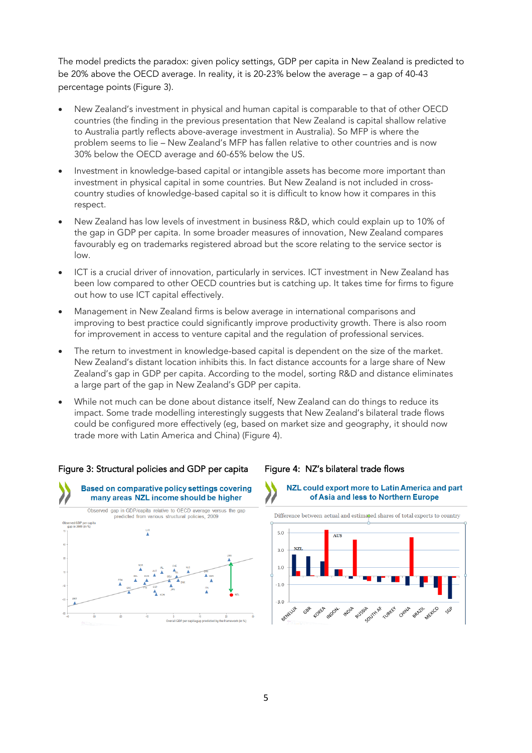The model predicts the paradox: given policy settings, GDP per capita in New Zealand is predicted to be 20% above the OECD average. In reality, it is 20-23% below the average – a gap of 40-43 percentage points (Figure 3).

- New Zealand's investment in physical and human capital is comparable to that of other OECD countries (the finding in the previous presentation that New Zealand is capital shallow relative to Australia partly reflects above-average investment in Australia). So MFP is where the problem seems to lie – New Zealand's MFP has fallen relative to other countries and is now 30% below the OECD average and 60-65% below the US.
- Investment in knowledge-based capital or intangible assets has become more important than investment in physical capital in some countries. But New Zealand is not included in cross-country studies of knowledge-based capital so it is difficult to know how it compares in this respect.
- New Zealand has low levels of investment in business R&D, which could explain up to 10% of the gap in GDP per capita. In some broader measures of innovation, New Zealand compares favourably eg on trademarks registered abroad but the score relating to the service sector is low.
- ICT is a crucial driver of innovation, particularly in services. ICT investment in New Zealand has been low compared to other OECD countries but is catching up. It takes time for firms to figure out how to use ICT capital effectively.
- Management in New Zealand firms is below average in international comparisons and improving to best practice could significantly improve productivity growth. There is also room for improvement in access to venture capital and the regulation of professional services.
- The return to investment in knowledge-based capital is dependent on the size of the market. New Zealand's distant location inhibits this. In fact distance accounts for a large share of New Zealand's gap in GDP per capita. According to the model, sorting R&D and distance eliminates a large part of the gap in New Zealand's GDP per capita.
- While not much can be done about distance itself, New Zealand can do things to reduce its impact. Some trade modelling interestingly suggests that New Zealand's bilateral trade flows could be configured more effectively (eg, based on market size and geography, it should now trade more with Latin America and China) (Figure 4).

Figure 3: Structural policies and GDP per capita

Figure 4: NZ's bilateral trade flows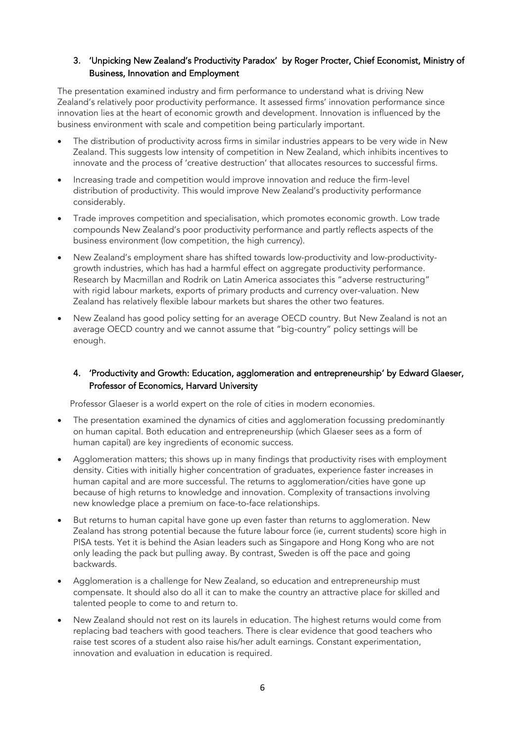### 3. 'Unpicking New Zealand's Productivity Paradox' by Roger Procter, Chief Economist, Ministry of Business, Innovation and Employment

The presentation examined industry and firm performance to understand what is driving New Zealand's relatively poor productivity performance. It assessed firms' innovation performance since innovation lies at the heart of economic growth and development. Innovation is influenced by the business environment with scale and competition being particularly important.

- The distribution of productivity across firms in similar industries appears to be very wide in New Zealand. This suggests low intensity of competition in New Zealand, which inhibits incentives to innovate and the process of 'creative destruction' that allocates resources to successful firms.
- Increasing trade and competition would improve innovation and reduce the firm-level distribution of productivity. This would improve New Zealand's productivity performance considerably.
- Trade improves competition and specialisation, which promotes economic growth. Low trade compounds New Zealand's poor productivity performance and partly reflects aspects of the business environment (low competition, the high currency).
- New Zealand's employment share has shifted towards low-productivity and low-productivity-growth industries, which has had a harmful effect on aggregate productivity performance. Research by Macmillan and Rodrik on Latin America associates this "adverse restructuring" with rigid labour markets, exports of primary products and currency over-valuation. New Zealand has relatively flexible labour markets but shares the other two features.
- New Zealand has good policy setting for an average OECD country. But New Zealand is not an average OECD country and we cannot assume that "big-country" policy settings will be enough.

### 4. 'Productivity and Growth: Education, agglomeration and entrepreneurship' by Edward Glaeser, Professor of Economics, Harvard University

Professor Glaeser is a world expert on the role of cities in modern economies.

- The presentation examined the dynamics of cities and agglomeration focussing predominantly on human capital. Both education and entrepreneurship (which Glaeser sees as a form of human capital) are key ingredients of economic success.
- Agglomeration matters; this shows up in many findings that productivity rises with employment density. Cities with initially higher concentration of graduates, experience faster increases in human capital and are more successful. The returns to agglomeration/cities have gone up because of high returns to knowledge and innovation. Complexity of transactions involving new knowledge place a premium on face-to-face relationships.
- But returns to human capital have gone up even faster than returns to agglomeration. New Zealand has strong potential because the future labour force (ie, current students) score high in PISA tests. Yet it is behind the Asian leaders such as Singapore and Hong Kong who are not only leading the pack but pulling away. By contrast, Sweden is off the pace and going backwards.
- Agglomeration is a challenge for New Zealand, so education and entrepreneurship must compensate. It should also do all it can to make the country an attractive place for skilled and talented people to come to and return to.
- New Zealand should not rest on its laurels in education. The highest returns would come from replacing bad teachers with good teachers. There is clear evidence that good teachers who raise test scores of a student also raise his/her adult earnings. Constant experimentation, innovation and evaluation in education is required.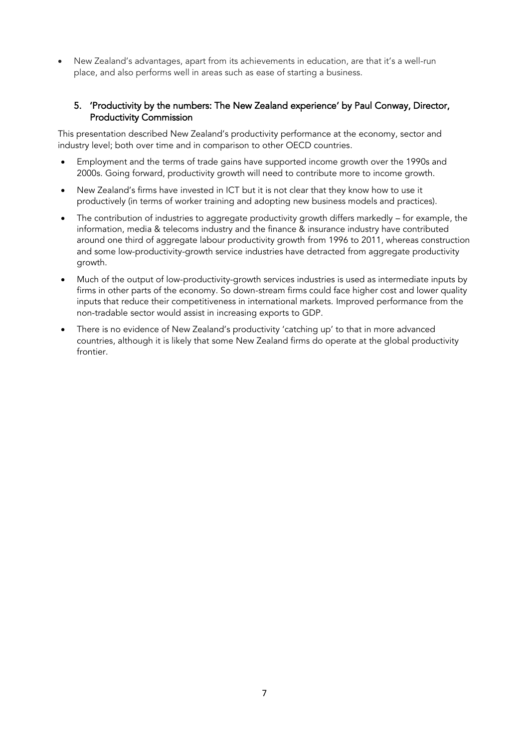- New Zealand's advantages, apart from its achievements in education, are that it's a well-run place, and also performs well in areas such as ease of starting a business.

### 5. 'Productivity by the numbers: The New Zealand experience' by Paul Conway, Director, Productivity Commission

This presentation described New Zealand's productivity performance at the economy, sector and industry level; both over time and in comparison to other OECD countries.

- Employment and the terms of trade gains have supported income growth over the 1990s and 2000s. Going forward, productivity growth will need to contribute more to income growth.
- New Zealand's firms have invested in ICT but it is not clear that they know how to use it productively (in terms of worker training and adopting new business models and practices).
- The contribution of industries to aggregate productivity growth differs markedly – for example, the information, media & telecoms industry and the finance & insurance industry have contributed around one third of aggregate labour productivity growth from 1996 to 2011, whereas construction and some low-productivity-growth service industries have detracted from aggregate productivity growth.
- Much of the output of low-productivity-growth services industries is used as intermediate inputs by firms in other parts of the economy. So down-stream firms could face higher cost and lower quality inputs that reduce their competitiveness in international markets. Improved performance from the non-tradable sector would assist in increasing exports to GDP.
- There is no evidence of New Zealand's productivity 'catching up' to that in more advanced countries, although it is likely that some New Zealand firms do operate at the global productivity frontier.